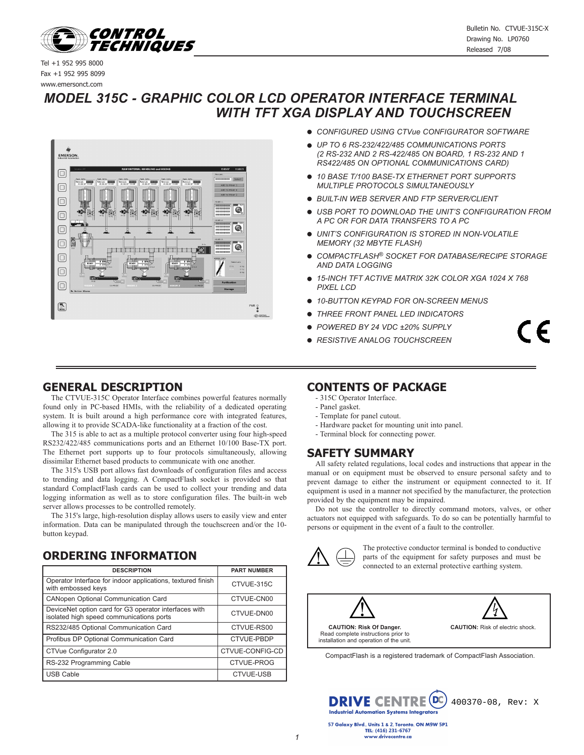Bulletin No. CTVUE-315C-X
Drawing No. LP0760
Released 7/08

Tel +1 952 995 8000
Fax +1 952 995 8099
www.emersonct.com

# MODEL 315C - GRAPHIC COLOR LCD OPERATOR INTERFACE TERMINAL WITH TFT XGA DISPLAY AND TOUCHSCREEN

- *CONFIGURED USING CTVue CONFIGURATOR SOFTWARE*
- *UP TO 6 RS-232/422/485 COMMUNICATIONS PORTS (2 RS-232 AND 2 RS-422/485 ON BOARD, 1 RS-232 AND 1 RS422/485 ON OPTIONAL COMMUNICATIONS CARD)*
- *10 BASE T/100 BASE-TX ETHERNET PORT SUPPORTS MULTIPLE PROTOCOLS SIMULTANEOUSLY*
- *BUILT-IN WEB SERVER AND FTP SERVER/CLIENT*
- *USB PORT TO DOWNLOAD THE UNIT'S CONFIGURATION FROM A PC OR FOR DATA TRANSFERS TO A PC*
- *UNIT'S CONFIGURATION IS STORED IN NON-VOLATILE MEMORY (32 MBYTE FLASH)*
- *COMPACTFLASH® SOCKET FOR DATABASE/RECIPE STORAGE AND DATA LOGGING*
- *15-INCH TFT ACTIVE MATRIX 32K COLOR XGA 1024 X 768 PIXEL LCD*
- *10-BUTTON KEYPAD FOR ON-SCREEN MENUS*
- *THREE FRONT PANEL LED INDICATORS*
- *POWERED BY 24 VDC ±20% SUPPLY*
- *RESISTIVE ANALOG TOUCHSCREEN*

## GENERAL DESCRIPTION

The CTVUE-315C Operator Interface combines powerful features normally found only in PC-based HMIs, with the reliability of a dedicated operating system. It is built around a high performance core with integrated features, allowing it to provide SCADA-like functionality at a fraction of the cost.

The 315 is able to act as a multiple protocol converter using four high-speed RS232/422/485 communications ports and an Ethernet 10/100 Base-TX port. The Ethernet port supports up to four protocols simultaneously, allowing dissimilar Ethernet based products to communicate with one another.

The 315's USB port allows fast downloads of configuration files and access to trending and data logging. A CompactFlash socket is provided so that standard ComplactFlash cards can be used to collect your trending and data logging information as well as to store configuration files. The built-in web server allows processes to be controlled remotely.

The 315's large, high-resolution display allows users to easily view and enter information. Data can be manipulated through the touchscreen and/or the 10-button keypad.

## ORDERING INFORMATION

| DESCRIPTION | PART NUMBER |
|---|---|
| Operator Interface for indoor applications, textured finish with embossed keys | CTVUE-315C |
| CANopen Optional Communication Card | CTVUE-CN00 |
| DeviceNet option card for G3 operator interfaces with isolated high speed communications ports | CTVUE-DN00 |
| RS232/485 Optional Communication Card | CTVUE-RS00 |
| Profibus DP Optional Communication Card | CTVUE-PBDP |
| CTVue Configurator 2.0 | CTVUE-CONFIG-CD |
| RS-232 Programming Cable | CTVUE-PROG |
| USB Cable | CTVUE-USB |

## CONTENTS OF PACKAGE

- 315C Operator Interface.
- Panel gasket.
- Template for panel cutout.
- Hardware packet for mounting unit into panel.
- Terminal block for connecting power.

## SAFETY SUMMARY

All safety related regulations, local codes and instructions that appear in the manual or on equipment must be observed to ensure personal safety and to prevent damage to either the instrument or equipment connected to it. If equipment is used in a manner not specified by the manufacturer, the protection provided by the equipment may be impaired.

Do not use the controller to directly command motors, valves, or other actuators not equipped with safeguards. To do so can be potentially harmful to persons or equipment in the event of a fault to the controller.

The protective conductor terminal is bonded to conductive parts of the equipment for safety purposes and must be connected to an external protective earthing system.

**CAUTION:** Risk Of Danger. Read complete instructions prior to installation and operation of the unit.

**CAUTION:** Risk of electric shock.

CompactFlash is a registered trademark of CompactFlash Association.

DRIVE CENTRE Industrial Automation Systems Integrators
57 Galaxy Blvd., Units 1 & 2, Toronto, ON M9W 5P1
TEL: (416) 231-6767
www.drivecentre.ca

400370-08, Rev: X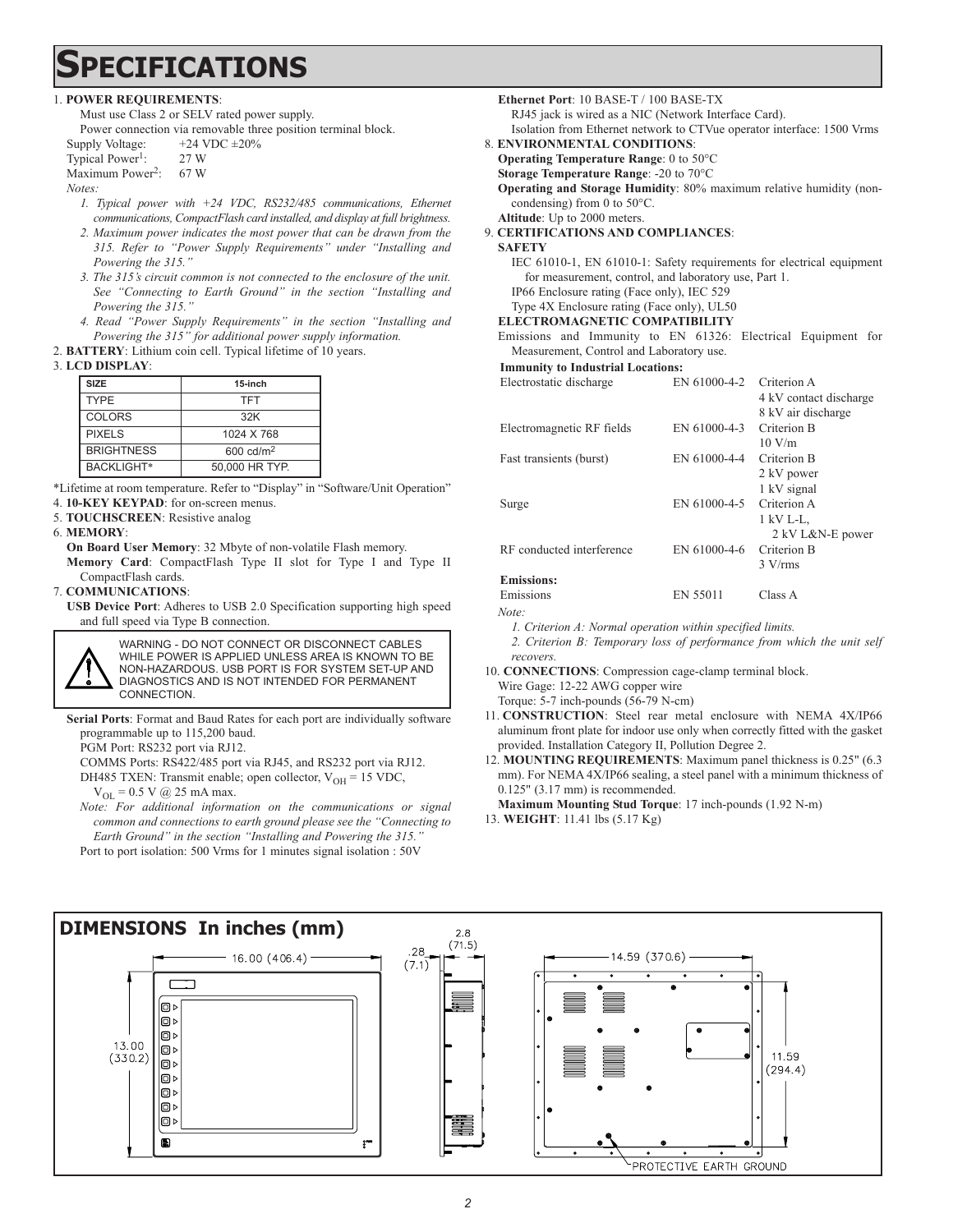# SPECIFICATIONS

1. **POWER REQUIREMENTS**:
   Must use Class 2 or SELV rated power supply.
   Power connection via removable three position terminal block.
   Supply Voltage: +24 VDC ±20%
   Typical Power[1]: 27 W
   Maximum Power[2]: 67 W
   *Notes:*
   1. *Typical power with +24 VDC, RS232/485 communications, Ethernet communications, CompactFlash card installed, and display at full brightness.*
   2. *Maximum power indicates the most power that can be drawn from the 315. Refer to "Power Supply Requirements" under "Installing and Powering the 315."*
   3. *The 315's circuit common is not connected to the enclosure of the unit. See "Connecting to Earth Ground" in the section "Installing and Powering the 315."*
   4. *Read "Power Supply Requirements" in the section "Installing and Powering the 315" for additional power supply information.*
2. **BATTERY**: Lithium coin cell. Typical lifetime of 10 years.
3. **LCD DISPLAY**:

| SIZE | 15-inch |
|---|---|
| TYPE | TFT |
| COLORS | 32K |
| PIXELS | 1024 X 768 |
| BRIGHTNESS | 600 cd/m$^2$ |
| BACKLIGHT* | 50,000 HR TYP. |

*Lifetime at room temperature. Refer to "Display" in "Software/Unit Operation"

4. **10-KEY KEYPAD**: for on-screen menus.
5. **TOUCHSCREEN**: Resistive analog
6. **MEMORY**:
   **On Board User Memory**: 32 Mbyte of non-volatile Flash memory.
   **Memory Card**: CompactFlash Type II slot for Type I and Type II CompactFlash cards.
7. **COMMUNICATIONS**:
   **USB Device Port**: Adheres to USB 2.0 Specification supporting high speed and full speed via Type B connection.

   WARNING - DO NOT CONNECT OR DISCONNECT CABLES WHILE POWER IS APPLIED UNLESS AREA IS KNOWN TO BE NON-HAZARDOUS. USB PORT IS FOR SYSTEM SET-UP AND DIAGNOSTICS AND IS NOT INTENDED FOR PERMANENT CONNECTION.

   **Serial Ports**: Format and Baud Rates for each port are individually software programmable up to 115,200 baud.
   PGM Port: RS232 port via RJ12.
   COMMS Ports: RS422/485 port via RJ45, and RS232 port via RJ12.
   DH485 TXEN: Transmit enable; open collector, $V_{OH}$ = 15 VDC,
   $V_{OL}$ = 0.5 V @ 25 mA max.
   *Note: For additional information on the communications or signal common and connections to earth ground please see the "Connecting to Earth Ground" in the section "Installing and Powering the 315."*
   Port to port isolation: 500 Vrms for 1 minutes signal isolation : 50V

   **Ethernet Port**: 10 BASE-T / 100 BASE-TX
   RJ45 jack is wired as a NIC (Network Interface Card).
   Isolation from Ethernet network to CTVue operator interface: 1500 Vrms
8. **ENVIRONMENTAL CONDITIONS**:
   **Operating Temperature Range**: 0 to 50°C
   **Storage Temperature Range**: -20 to 70°C
   **Operating and Storage Humidity**: 80% maximum relative humidity (non-condensing) from 0 to 50°C.
   **Altitude**: Up to 2000 meters.
9. **CERTIFICATIONS AND COMPLIANCES**:
   **SAFETY**
   IEC 61010-1, EN 61010-1: Safety requirements for electrical equipment for measurement, control, and laboratory use, Part 1.
   IP66 Enclosure rating (Face only), IEC 529
   Type 4X Enclosure rating (Face only), UL50
   **ELECTROMAGNETIC COMPATIBILITY**
   Emissions and Immunity to EN 61326: Electrical Equipment for Measurement, Control and Laboratory use.

| **Immunity to Industrial Locations:** | | |
|---|---|---|
| Electrostatic discharge | EN 61000-4-2 | Criterion A<br>4 kV contact discharge<br>8 kV air discharge |
| Electromagnetic RF fields | EN 61000-4-3 | Criterion B<br>10 V/m |
| Fast transients (burst) | EN 61000-4-4 | Criterion B<br>2 kV power<br>1 kV signal |
| Surge | EN 61000-4-5 | Criterion A<br>1 kV L-L,<br>2 kV L&N-E power |
| RF conducted interference | EN 61000-4-6 | Criterion B<br>3 V/rms |
| **Emissions:** | | |
| Emissions | EN 55011 | Class A |

   *Note:*
   1. *Criterion A: Normal operation within specified limits.*
   2. *Criterion B: Temporary loss of performance from which the unit self recovers.*
10. **CONNECTIONS**: Compression cage-clamp terminal block.
    Wire Gage: 12-22 AWG copper wire
    Torque: 5-7 inch-pounds (56-79 N-cm)
11. **CONSTRUCTION**: Steel rear metal enclosure with NEMA 4X/IP66 aluminum front plate for indoor use only when correctly fitted with the gasket provided. Installation Category II, Pollution Degree 2.
12. **MOUNTING REQUIREMENTS**: Maximum panel thickness is 0.25" (6.3 mm). For NEMA 4X/IP66 sealing, a steel panel with a minimum thickness of 0.125" (3.17 mm) is recommended.
    **Maximum Mounting Stud Torque**: 17 inch-pounds (1.92 N-m)
13. **WEIGHT**: 11.41 lbs (5.17 Kg)

## DIMENSIONS In inches (mm)

16.00 (406.4)
13.00 (330.2)
.28 (7.1)
2.8 (71.5)
14.59 (370.6)
11.59 (294.4)
PROTECTIVE EARTH GROUND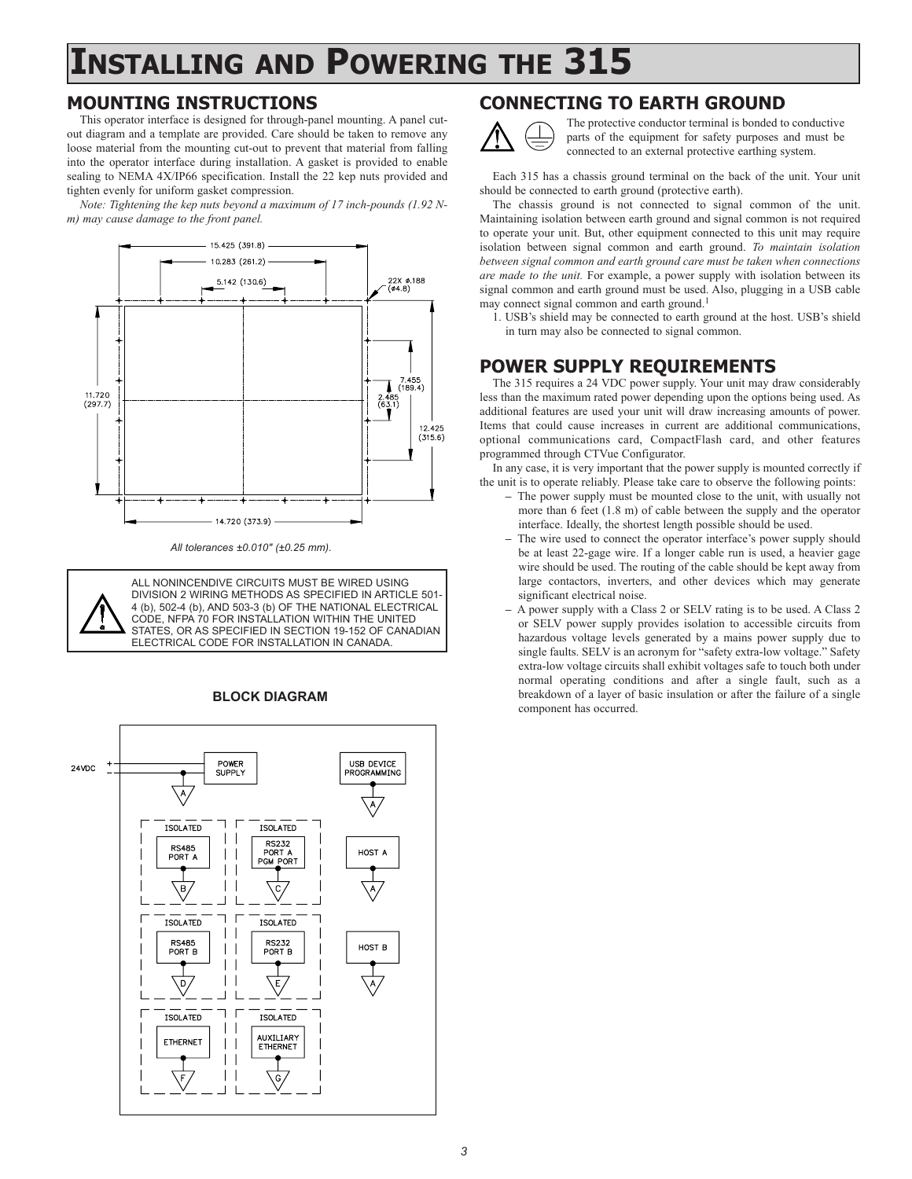# INSTALLING AND POWERING THE 315

## MOUNTING INSTRUCTIONS

This operator interface is designed for through-panel mounting. A panel cut-out diagram and a template are provided. Care should be taken to remove any loose material from the mounting cut-out to prevent that material from falling into the operator interface during installation. A gasket is provided to enable sealing to NEMA 4X/IP66 specification. Install the 22 kep nuts provided and tighten evenly for uniform gasket compression.

*Note: Tightening the kep nuts beyond a maximum of 17 inch-pounds (1.92 N-m) may cause damage to the front panel.*

*All tolerances ±0.010" (±0.25 mm).*

ALL NONINCENDIVE CIRCUITS MUST BE WIRED USING DIVISION 2 WIRING METHODS AS SPECIFIED IN ARTICLE 501-4 (b), 502-4 (b), AND 503-3 (b) OF THE NATIONAL ELECTRICAL CODE, NFPA 70 FOR INSTALLATION WITHIN THE UNITED STATES, OR AS SPECIFIED IN SECTION 19-152 OF CANADIAN ELECTRICAL CODE FOR INSTALLATION IN CANADA.

**BLOCK DIAGRAM**

## CONNECTING TO EARTH GROUND

The protective conductor terminal is bonded to conductive parts of the equipment for safety purposes and must be connected to an external protective earthing system.

Each 315 has a chassis ground terminal on the back of the unit. Your unit should be connected to earth ground (protective earth).

The chassis ground is not connected to signal common of the unit. Maintaining isolation between earth ground and signal common is not required to operate your unit. But, other equipment connected to this unit may require isolation between signal common and earth ground. *To maintain isolation between signal common and earth ground care must be taken when connections are made to the unit.* For example, a power supply with isolation between its signal common and earth ground must be used. Also, plugging in a USB cable may connect signal common and earth ground.[1]

1. USB's shield may be connected to earth ground at the host. USB's shield in turn may also be connected to signal common.

## POWER SUPPLY REQUIREMENTS

The 315 requires a 24 VDC power supply. Your unit may draw considerably less than the maximum rated power depending upon the options being used. As additional features are used your unit will draw increasing amounts of power. Items that could cause increases in current are additional communications, optional communications card, CompactFlash card, and other features programmed through CTVue Configurator.

In any case, it is very important that the power supply is mounted correctly if the unit is to operate reliably. Please take care to observe the following points:

- The power supply must be mounted close to the unit, with usually not more than 6 feet (1.8 m) of cable between the supply and the operator interface. Ideally, the shortest length possible should be used.
- The wire used to connect the operator interface's power supply should be at least 22-gage wire. If a longer cable run is used, a heavier gage wire should be used. The routing of the cable should be kept away from large contactors, inverters, and other devices which may generate significant electrical noise.
- A power supply with a Class 2 or SELV rating is to be used. A Class 2 or SELV power supply provides isolation to accessible circuits from hazardous voltage levels generated by a mains power supply due to single faults. SELV is an acronym for "safety extra-low voltage." Safety extra-low voltage circuits shall exhibit voltages safe to touch both under normal operating conditions and after a single fault, such as a breakdown of a layer of basic insulation or after the failure of a single component has occurred.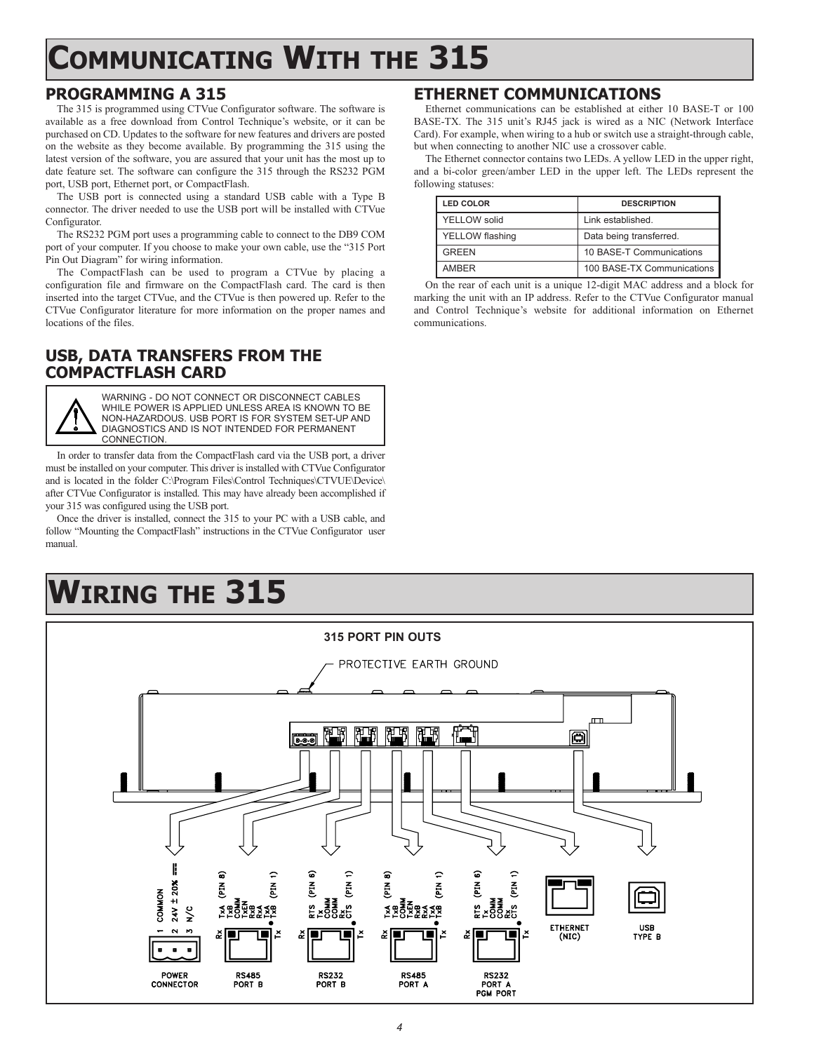# Communicating With the 315

## PROGRAMMING A 315

The 315 is programmed using CTVue Configurator software. The software is available as a free download from Control Technique's website, or it can be purchased on CD. Updates to the software for new features and drivers are posted on the website as they become available. By programming the 315 using the latest version of the software, you are assured that your unit has the most up to date feature set. The software can configure the 315 through the RS232 PGM port, USB port, Ethernet port, or CompactFlash.

The USB port is connected using a standard USB cable with a Type B connector. The driver needed to use the USB port will be installed with CTVue Configurator.

The RS232 PGM port uses a programming cable to connect to the DB9 COM port of your computer. If you choose to make your own cable, use the "315 Port Pin Out Diagram" for wiring information.

The CompactFlash can be used to program a CTVue by placing a configuration file and firmware on the CompactFlash card. The card is then inserted into the target CTVue, and the CTVue is then powered up. Refer to the CTVue Configurator literature for more information on the proper names and locations of the files.

## USB, DATA TRANSFERS FROM THE COMPACTFLASH CARD

WARNING - DO NOT CONNECT OR DISCONNECT CABLES WHILE POWER IS APPLIED UNLESS AREA IS KNOWN TO BE NON-HAZARDOUS. USB PORT IS FOR SYSTEM SET-UP AND DIAGNOSTICS AND IS NOT INTENDED FOR PERMANENT CONNECTION.

In order to transfer data from the CompactFlash card via the USB port, a driver must be installed on your computer. This driver is installed with CTVue Configurator and is located in the folder C:\Program Files\Control Techniques\CTVUE\Device\ after CTVue Configurator is installed. This may have already been accomplished if your 315 was configured using the USB port.

Once the driver is installed, connect the 315 to your PC with a USB cable, and follow "Mounting the CompactFlash" instructions in the CTVue Configurator user manual.

## ETHERNET COMMUNICATIONS

Ethernet communications can be established at either 10 BASE-T or 100 BASE-TX. The 315 unit's RJ45 jack is wired as a NIC (Network Interface Card). For example, when wiring to a hub or switch use a straight-through cable, but when connecting to another NIC use a crossover cable.

The Ethernet connector contains two LEDs. A yellow LED in the upper right, and a bi-color green/amber LED in the upper left. The LEDs represent the following statuses:

| LED COLOR | DESCRIPTION |
|---|---|
| YELLOW solid | Link established. |
| YELLOW flashing | Data being transferred. |
| GREEN | 10 BASE-T Communications |
| AMBER | 100 BASE-TX Communications |

On the rear of each unit is a unique 12-digit MAC address and a block for marking the unit with an IP address. Refer to the CTVue Configurator manual and Control Technique's website for additional information on Ethernet communications.

# Wiring the 315

**315 PORT PIN OUTS**

PROTECTIVE EARTH GROUND

**POWER CONNECTOR**: 1 COMMON, 2 24V ± 20% ⎓, 3 N/C

**RS485 PORT B**: (PIN 8) TxA, TxB, COMM, TxEN, RxB, RxA, TxA, TxB (PIN 1) — Rx / Tx

**RS232 PORT B**: (PIN 6) RTS, Tx, COMM, COMM, Rx, CTS (PIN 1) — Rx / Tx

**RS485 PORT A**: (PIN 8) TxA, TxB, COMM, TxEN, RxB, RxA, TxA, TxB (PIN 1) — Rx / Tx

**RS232 PORT A PGM PORT**: (PIN 6) RTS, Tx, COMM, COMM, Rx, CTS (PIN 1) — Rx / Tx

**ETHERNET (NIC)**

**USB TYPE B**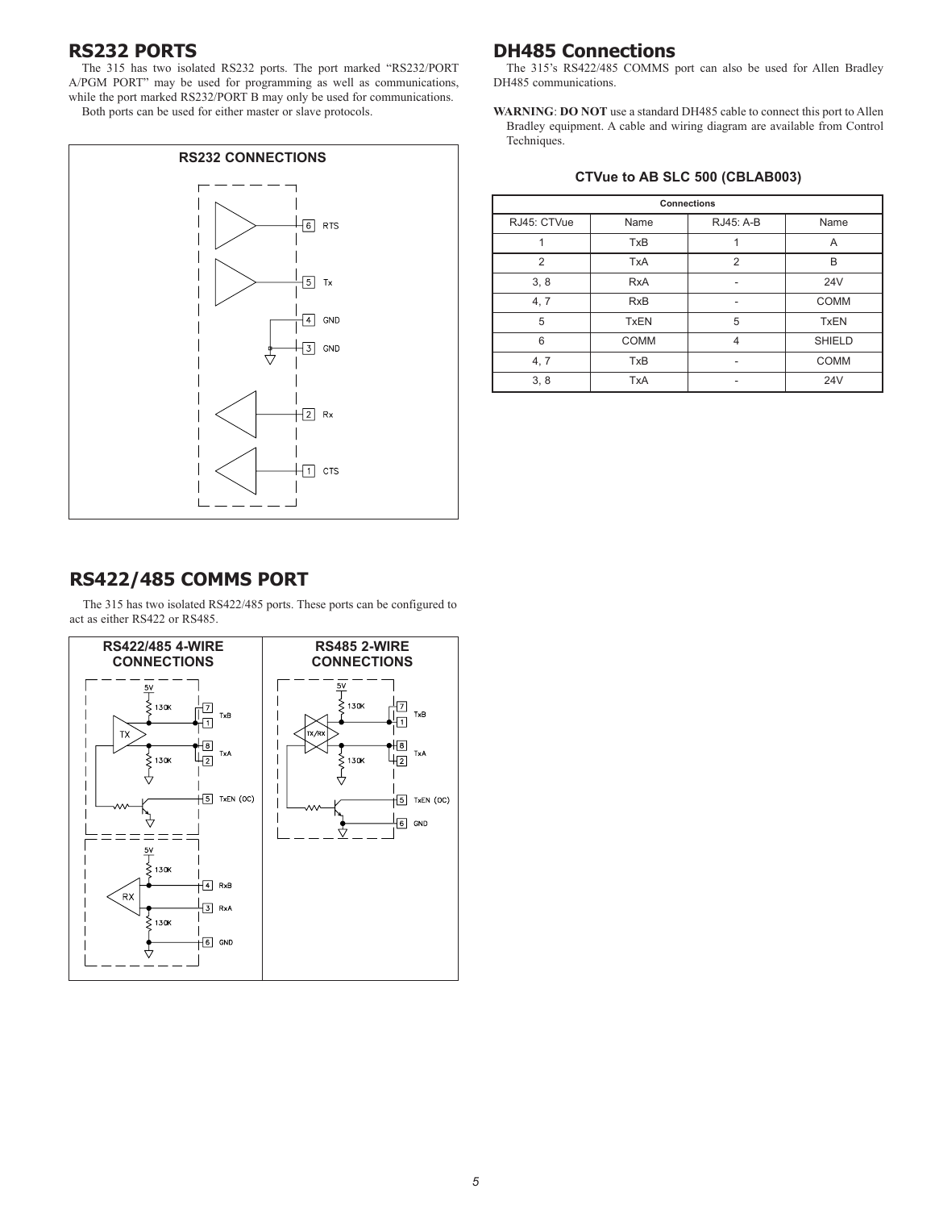## RS232 PORTS

The 315 has two isolated RS232 ports. The port marked "RS232/PORT A/PGM PORT" may be used for programming as well as communications, while the port marked RS232/PORT B may only be used for communications.

Both ports can be used for either master or slave protocols.

RS232 CONNECTIONS

## RS422/485 COMMS PORT

The 315 has two isolated RS422/485 ports. These ports can be configured to act as either RS422 or RS485.

RS422/485 4-WIRE CONNECTIONS

RS485 2-WIRE CONNECTIONS

## DH485 Connections

The 315's RS422/485 COMMS port can also be used for Allen Bradley DH485 communications.

**WARNING**: **DO NOT** use a standard DH485 cable to connect this port to Allen Bradley equipment. A cable and wiring diagram are available from Control Techniques.

**CTVue to AB SLC 500 (CBLAB003)**

| Connections | | | |
|---|---|---|---|
| RJ45: CTVue | Name | RJ45: A-B | Name |
| 1 | TxB | 1 | A |
| 2 | TxA | 2 | B |
| 3, 8 | RxA | - | 24V |
| 4, 7 | RxB | - | COMM |
| 5 | TxEN | 5 | TxEN |
| 6 | COMM | 4 | SHIELD |
| 4, 7 | TxB | - | COMM |
| 3, 8 | TxA | - | 24V |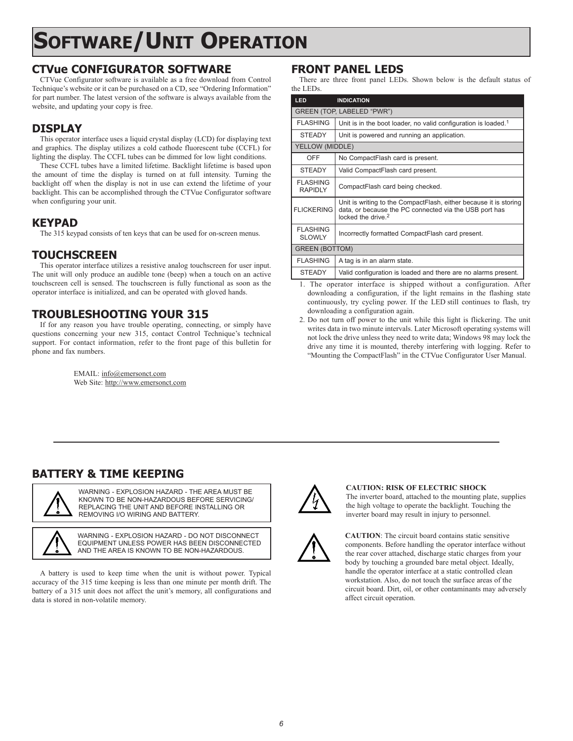# Software/Unit Operation

## CTVue CONFIGURATOR SOFTWARE

CTVue Configurator software is available as a free download from Control Technique's website or it can be purchased on a CD, see "Ordering Information" for part number. The latest version of the software is always available from the website, and updating your copy is free.

## DISPLAY

This operator interface uses a liquid crystal display (LCD) for displaying text and graphics. The display utilizes a cold cathode fluorescent tube (CCFL) for lighting the display. The CCFL tubes can be dimmed for low light conditions.

These CCFL tubes have a limited lifetime. Backlight lifetime is based upon the amount of time the display is turned on at full intensity. Turning the backlight off when the display is not in use can extend the lifetime of your backlight. This can be accomplished through the CTVue Configurator software when configuring your unit.

## KEYPAD

The 315 keypad consists of ten keys that can be used for on-screen menus.

## TOUCHSCREEN

This operator interface utilizes a resistive analog touchscreen for user input. The unit will only produce an audible tone (beep) when a touch on an active touchscreen cell is sensed. The touchscreen is fully functional as soon as the operator interface is initialized, and can be operated with gloved hands.

## TROUBLESHOOTING YOUR 315

If for any reason you have trouble operating, connecting, or simply have questions concerning your new 315, contact Control Technique's technical support. For contact information, refer to the front page of this bulletin for phone and fax numbers.

EMAIL: info@emersonct.com
Web Site: http://www.emersonct.com

## FRONT PANEL LEDS

There are three front panel LEDs. Shown below is the default status of the LEDs.

| LED | INDICATION |
|---|---|
| GREEN (TOP, LABELED "PWR") | |
| FLASHING | Unit is in the boot loader, no valid configuration is loaded.[1] |
| STEADY | Unit is powered and running an application. |
| YELLOW (MIDDLE) | |
| OFF | No CompactFlash card is present. |
| STEADY | Valid CompactFlash card present. |
| FLASHING RAPIDLY | CompactFlash card being checked. |
| FLICKERING | Unit is writing to the CompactFlash, either because it is storing data, or because the PC connected via the USB port has locked the drive.[2] |
| FLASHING SLOWLY | Incorrectly formatted CompactFlash card present. |
| GREEN (BOTTOM) | |
| FLASHING | A tag is in an alarm state. |
| STEADY | Valid configuration is loaded and there are no alarms present. |

1. The operator interface is shipped without a configuration. After downloading a configuration, if the light remains in the flashing state continuously, try cycling power. If the LED still continues to flash, try downloading a configuration again.
2. Do not turn off power to the unit while this light is flickering. The unit writes data in two minute intervals. Later Microsoft operating systems will not lock the drive unless they need to write data; Windows 98 may lock the drive any time it is mounted, thereby interfering with logging. Refer to "Mounting the CompactFlash" in the CTVue Configurator User Manual.

## BATTERY & TIME KEEPING

WARNING - EXPLOSION HAZARD - THE AREA MUST BE KNOWN TO BE NON-HAZARDOUS BEFORE SERVICING/ REPLACING THE UNIT AND BEFORE INSTALLING OR REMOVING I/O WIRING AND BATTERY.

WARNING - EXPLOSION HAZARD - DO NOT DISCONNECT EQUIPMENT UNLESS POWER HAS BEEN DISCONNECTED AND THE AREA IS KNOWN TO BE NON-HAZARDOUS.

A battery is used to keep time when the unit is without power. Typical accuracy of the 315 time keeping is less than one minute per month drift. The battery of a 315 unit does not affect the unit's memory, all configurations and data is stored in non-volatile memory.

**CAUTION: RISK OF ELECTRIC SHOCK**
The inverter board, attached to the mounting plate, supplies the high voltage to operate the backlight. Touching the inverter board may result in injury to personnel.

**CAUTION**: The circuit board contains static sensitive components. Before handling the operator interface without the rear cover attached, discharge static charges from your body by touching a grounded bare metal object. Ideally, handle the operator interface at a static controlled clean workstation. Also, do not touch the surface areas of the circuit board. Dirt, oil, or other contaminants may adversely affect circuit operation.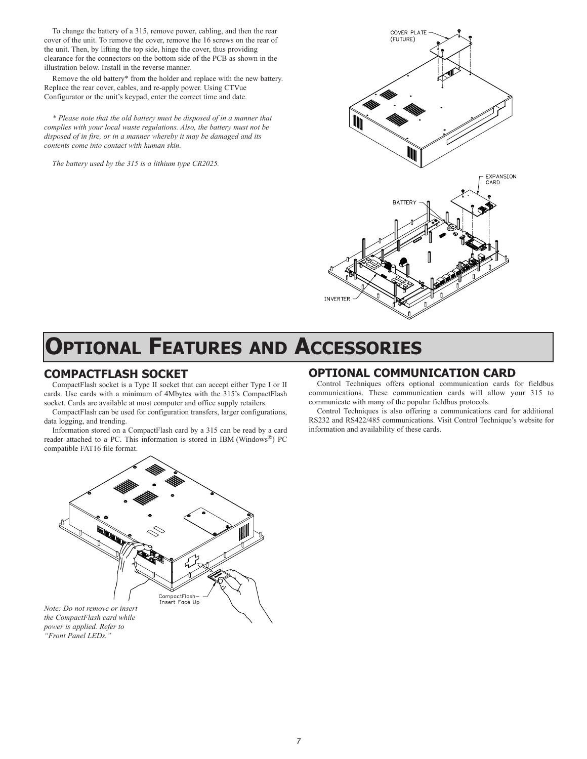To change the battery of a 315, remove power, cabling, and then the rear cover of the unit. To remove the cover, remove the 16 screws on the rear of the unit. Then, by lifting the top side, hinge the cover, thus providing clearance for the connectors on the bottom side of the PCB as shown in the illustration below. Install in the reverse manner.

Remove the old battery* from the holder and replace with the new battery. Replace the rear cover, cables, and re-apply power. Using CTVue Configurator or the unit's keypad, enter the correct time and date.

*\* Please note that the old battery must be disposed of in a manner that complies with your local waste regulations. Also, the battery must not be disposed of in fire, or in a manner whereby it may be damaged and its contents come into contact with human skin.*

*The battery used by the 315 is a lithium type CR2025.*

COVER PLATE (FUTURE)

EXPANSION CARD

BATTERY

INVERTER

# Optional Features and Accessories

## CompactFlash Socket

CompactFlash socket is a Type II socket that can accept either Type I or II cards. Use cards with a minimum of 4Mbytes with the 315's CompactFlash socket. Cards are available at most computer and office supply retailers.

CompactFlash can be used for configuration transfers, larger configurations, data logging, and trending.

Information stored on a CompactFlash card by a 315 can be read by a card reader attached to a PC. This information is stored in IBM (Windows®) PC compatible FAT16 file format.

CompactFlash—Insert Face Up

*Note: Do not remove or insert the CompactFlash card while power is applied. Refer to "Front Panel LEDs."*

## Optional Communication Card

Control Techniques offers optional communication cards for fieldbus communications. These communication cards will allow your 315 to communicate with many of the popular fieldbus protocols.

Control Techniques is also offering a communications card for additional RS232 and RS422/485 communications. Visit Control Technique's website for information and availability of these cards.